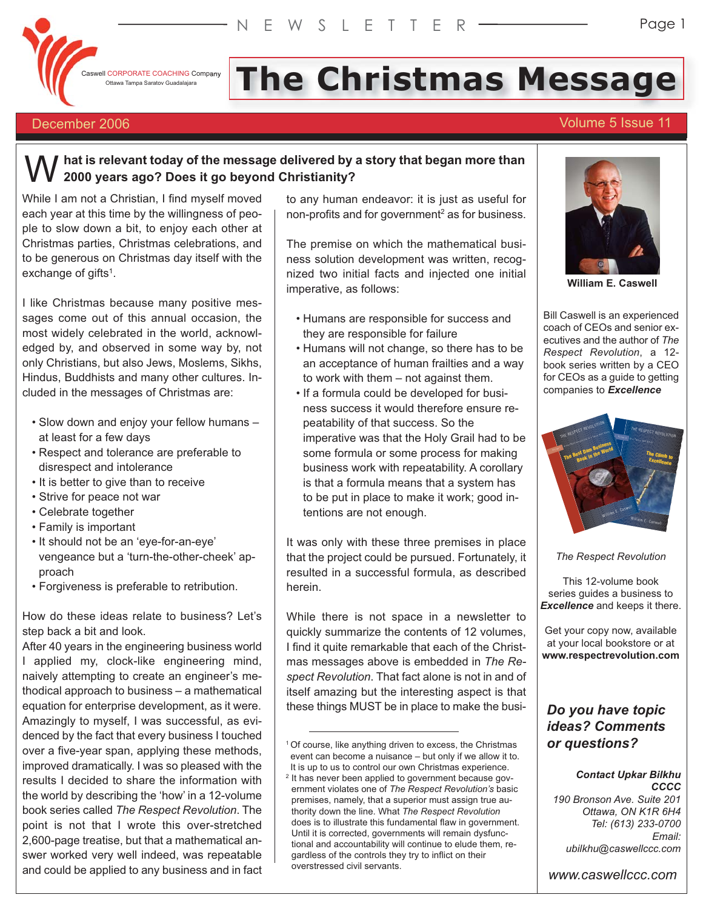Caswell CORPORATE COACHING Company
Ottawa Tampa Saratov Guadalajara

# The Christmas Message

December 2006 — Volume 5 Issue 11

**What is relevant today of the message delivered by a story that began more than 2000 years ago? Does it go beyond Christianity?**

While I am not a Christian, I find myself moved each year at this time by the willingness of people to slow down a bit, to enjoy each other at Christmas parties, Christmas celebrations, and to be generous on Christmas day itself with the exchange of gifts[1].

I like Christmas because many positive messages come out of this annual occasion, the most widely celebrated in the world, acknowledged by, and observed in some way by, not only Christians, but also Jews, Moslems, Sikhs, Hindus, Buddhists and many other cultures. Included in the messages of Christmas are:

- Slow down and enjoy your fellow humans – at least for a few days
- Respect and tolerance are preferable to disrespect and intolerance
- It is better to give than to receive
- Strive for peace not war
- Celebrate together
- Family is important
- It should not be an 'eye-for-an-eye' vengeance but a 'turn-the-other-cheek' approach
- Forgiveness is preferable to retribution.

How do these ideas relate to business? Let's step back a bit and look.

After 40 years in the engineering business world I applied my, clock-like engineering mind, naively attempting to create an engineer's methodical approach to business – a mathematical equation for enterprise development, as it were. Amazingly to myself, I was successful, as evidenced by the fact that every business I touched over a five-year span, applying these methods, improved dramatically. I was so pleased with the results I decided to share the information with the world by describing the 'how' in a 12-volume book series called *The Respect Revolution*. The point is not that I wrote this over-stretched 2,600-page treatise, but that a mathematical answer worked very well indeed, was repeatable and could be applied to any business and in fact to any human endeavor: it is just as useful for non-profits and for government[2] as for business.

The premise on which the mathematical business solution development was written, recognized two initial facts and injected one initial imperative, as follows:

- Humans are responsible for success and they are responsible for failure
- Humans will not change, so there has to be an acceptance of human frailties and a way to work with them – not against them.
- If a formula could be developed for business success it would therefore ensure repeatability of that success. So the imperative was that the Holy Grail had to be some formula or some process for making business work with repeatability. A corollary is that a formula means that a system has to be put in place to make it work; good intentions are not enough.

It was only with these three premises in place that the project could be pursued. Fortunately, it resulted in a successful formula, as described herein.

While there is not space in a newsletter to quickly summarize the contents of 12 volumes, I find it quite remarkable that each of the Christmas messages above is embedded in *The Respect Revolution*. That fact alone is not in and of itself amazing but the interesting aspect is that these things MUST be in place to make the busi-

---

[1] Of course, like anything driven to excess, the Christmas event can become a nuisance – but only if we allow it to. It is up to us to control our own Christmas experience.

[2] It has never been applied to government because government violates one of *The Respect Revolution's* basic premises, namely, that a superior must assign true authority down the line. What *The Respect Revolution* does is to illustrate this fundamental flaw in government. Until it is corrected, governments will remain dysfunctional and accountability will continue to elude them, regardless of the controls they try to inflict on their overstressed civil servants.

---

**William E. Caswell**

Bill Caswell is an experienced coach of CEOs and senior executives and the author of *The Respect Revolution*, a 12-book series written by a CEO for CEOs as a guide to getting companies to ***Excellence***

*The Respect Revolution*

This 12-volume book series guides a business to ***Excellence*** and keeps it there.

Get your copy now, available at your local bookstore or at **www.respectrevolution.com**

***Do you have topic ideas? Comments or questions?***

***Contact Upkar Bilkhu CCCC***
*190 Bronson Ave. Suite 201*
*Ottawa, ON K1R 6H4*
*Tel: (613) 233-0700*
*Email: ubilkhu@caswellccc.com*

*www.caswellccc.com*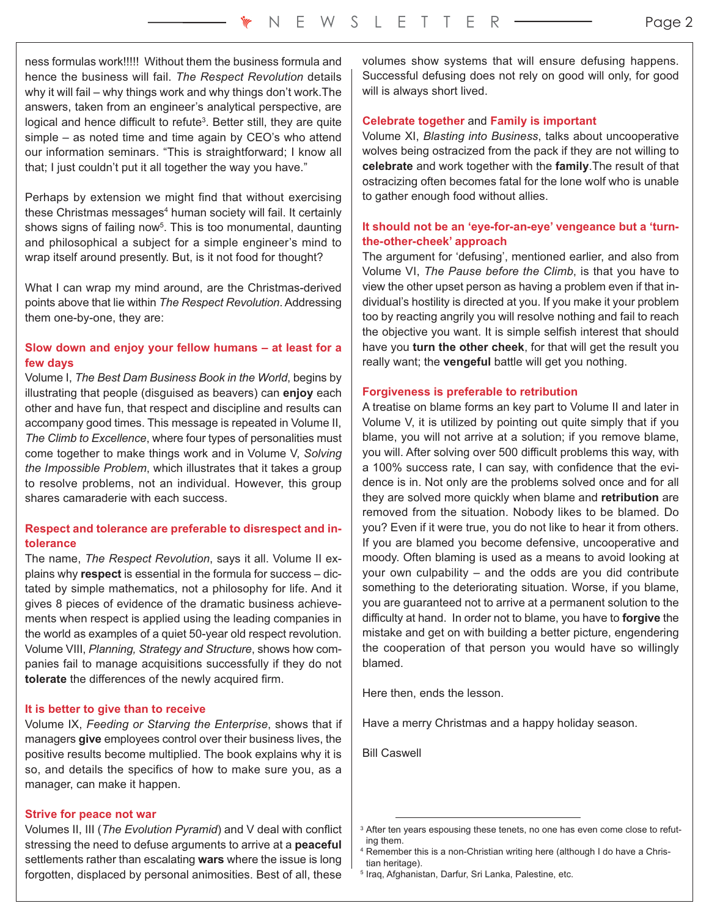ness formulas work!!!!! Without them the business formula and hence the business will fail. *The Respect Revolution* details why it will fail – why things work and why things don't work.The answers, taken from an engineer's analytical perspective, are logical and hence difficult to refute[3]. Better still, they are quite simple – as noted time and time again by CEO's who attend our information seminars. "This is straightforward; I know all that; I just couldn't put it all together the way you have."

Perhaps by extension we might find that without exercising these Christmas messages[4] human society will fail. It certainly shows signs of failing now[5]. This is too monumental, daunting and philosophical a subject for a simple engineer's mind to wrap itself around presently. But, is it not food for thought?

What I can wrap my mind around, are the Christmas-derived points above that lie within *The Respect Revolution*. Addressing them one-by-one, they are:

**Slow down and enjoy your fellow humans – at least for a few days**

Volume I, *The Best Dam Business Book in the World*, begins by illustrating that people (disguised as beavers) can **enjoy** each other and have fun, that respect and discipline and results can accompany good times. This message is repeated in Volume II, *The Climb to Excellence*, where four types of personalities must come together to make things work and in Volume V, *Solving the Impossible Problem*, which illustrates that it takes a group to resolve problems, not an individual. However, this group shares camaraderie with each success.

**Respect and tolerance are preferable to disrespect and intolerance**

The name, *The Respect Revolution*, says it all. Volume II explains why **respect** is essential in the formula for success – dictated by simple mathematics, not a philosophy for life. And it gives 8 pieces of evidence of the dramatic business achievements when respect is applied using the leading companies in the world as examples of a quiet 50-year old respect revolution. Volume VIII, *Planning, Strategy and Structure*, shows how companies fail to manage acquisitions successfully if they do not **tolerate** the differences of the newly acquired firm.

**It is better to give than to receive**

Volume IX, *Feeding or Starving the Enterprise*, shows that if managers **give** employees control over their business lives, the positive results become multiplied. The book explains why it is so, and details the specifics of how to make sure you, as a manager, can make it happen.

**Strive for peace not war**

Volumes II, III (*The Evolution Pyramid*) and V deal with conflict stressing the need to defuse arguments to arrive at a **peaceful** settlements rather than escalating **wars** where the issue is long forgotten, displaced by personal animosities. Best of all, these volumes show systems that will ensure defusing happens. Successful defusing does not rely on good will only, for good will is always short lived.

**Celebrate together** and **Family is important**

Volume XI, *Blasting into Business*, talks about uncooperative wolves being ostracized from the pack if they are not willing to **celebrate** and work together with the **family**.The result of that ostracizing often becomes fatal for the lone wolf who is unable to gather enough food without allies.

**It should not be an 'eye-for-an-eye' vengeance but a 'turn-the-other-cheek' approach**

The argument for 'defusing', mentioned earlier, and also from Volume VI, *The Pause before the Climb*, is that you have to view the other upset person as having a problem even if that individual's hostility is directed at you. If you make it your problem too by reacting angrily you will resolve nothing and fail to reach the objective you want. It is simple selfish interest that should have you **turn the other cheek**, for that will get the result you really want; the **vengeful** battle will get you nothing.

**Forgiveness is preferable to retribution**

A treatise on blame forms an key part to Volume II and later in Volume V, it is utilized by pointing out quite simply that if you blame, you will not arrive at a solution; if you remove blame, you will. After solving over 500 difficult problems this way, with a 100% success rate, I can say, with confidence that the evidence is in. Not only are the problems solved once and for all they are solved more quickly when blame and **retribution** are removed from the situation. Nobody likes to be blamed. Do you? Even if it were true, you do not like to hear it from others. If you are blamed you become defensive, uncooperative and moody. Often blaming is used as a means to avoid looking at your own culpability – and the odds are you did contribute something to the deteriorating situation. Worse, if you blame, you are guaranteed not to arrive at a permanent solution to the difficulty at hand. In order not to blame, you have to **forgive** the mistake and get on with building a better picture, engendering the cooperation of that person you would have so willingly blamed.

Here then, ends the lesson.

Have a merry Christmas and a happy holiday season.

Bill Caswell

---

[3] After ten years espousing these tenets, no one has even come close to refuting them.

[4] Remember this is a non-Christian writing here (although I do have a Christian heritage).

[5] Iraq, Afghanistan, Darfur, Sri Lanka, Palestine, etc.